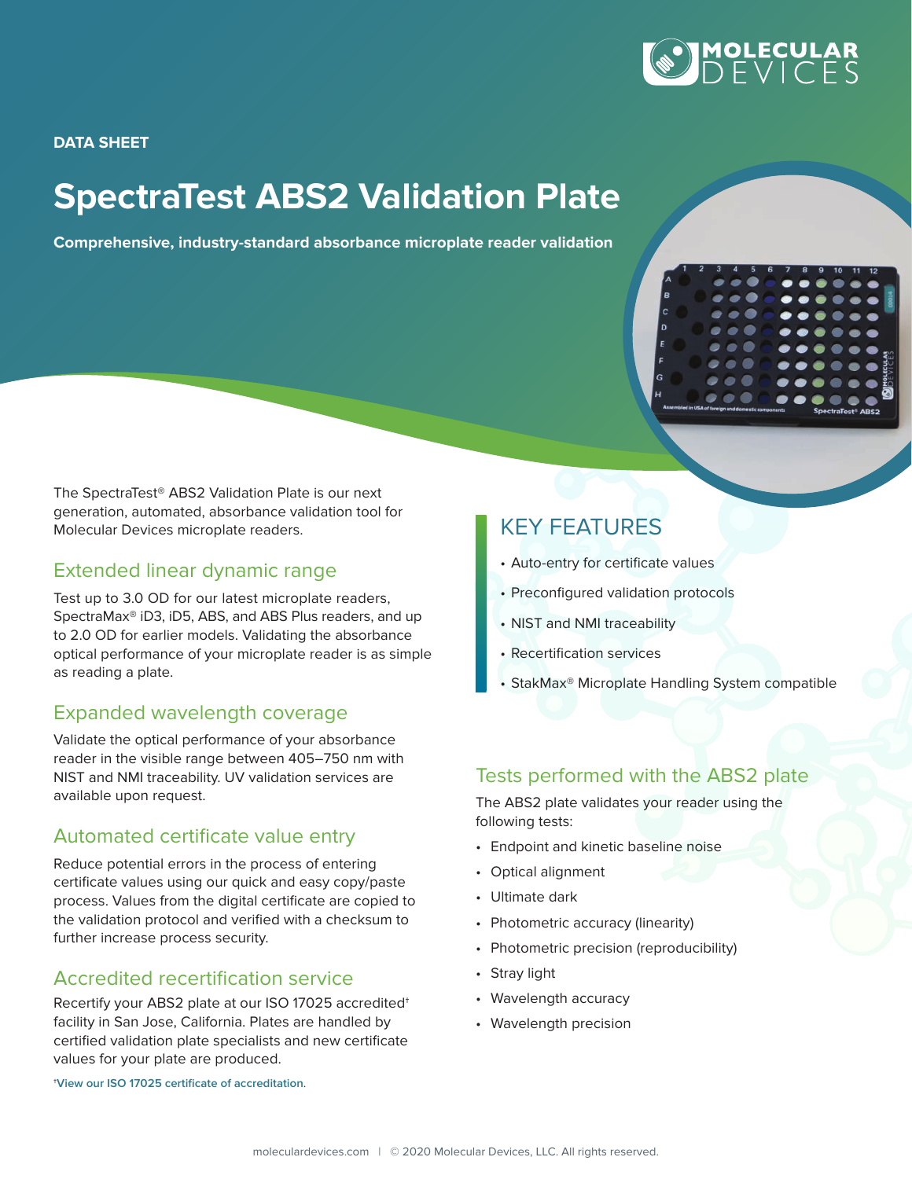DATA SHEET

# SpectraTest ABS2 Validation Plate

**Comprehensive, industry-standard absorbance microplate reader validation**

The SpectraTest® ABS2 Validation Plate is our next generation, automated, absorbance validation tool for Molecular Devices microplate readers.

## Extended linear dynamic range

Test up to 3.0 OD for our latest microplate readers, SpectraMax® iD3, iD5, ABS, and ABS Plus readers, and up to 2.0 OD for earlier models. Validating the absorbance optical performance of your microplate reader is as simple as reading a plate.

## Expanded wavelength coverage

Validate the optical performance of your absorbance reader in the visible range between 405–750 nm with NIST and NMI traceability. UV validation services are available upon request.

## Automated certificate value entry

Reduce potential errors in the process of entering certificate values using our quick and easy copy/paste process. Values from the digital certificate are copied to the validation protocol and verified with a checksum to further increase process security.

## Accredited recertification service

Recertify your ABS2 plate at our ISO 17025 accredited† facility in San Jose, California. Plates are handled by certified validation plate specialists and new certificate values for your plate are produced.

†View our ISO 17025 certificate of accreditation.

## KEY FEATURES

- Auto-entry for certificate values
- Preconfigured validation protocols
- NIST and NMI traceability
- Recertification services
- StakMax® Microplate Handling System compatible

## Tests performed with the ABS2 plate

The ABS2 plate validates your reader using the following tests:

- Endpoint and kinetic baseline noise
- Optical alignment
- Ultimate dark
- Photometric accuracy (linearity)
- Photometric precision (reproducibility)
- Stray light
- Wavelength accuracy
- Wavelength precision

moleculardevices.com | © 2020 Molecular Devices, LLC. All rights reserved.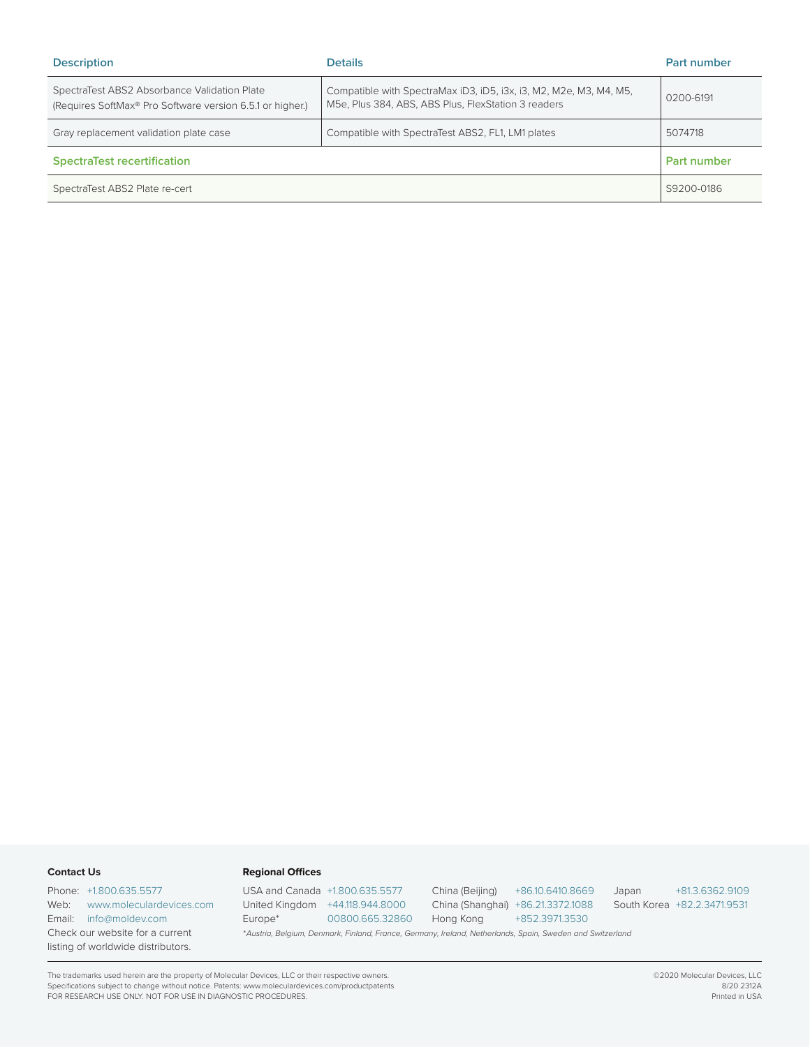| Description | Details | Part number |
| --- | --- | --- |
| SpectraTest ABS2 Absorbance Validation Plate (Requires SoftMax® Pro Software version 6.5.1 or higher.) | Compatible with SpectraMax iD3, iD5, i3x, i3, M2, M2e, M3, M4, M5, M5e, Plus 384, ABS, ABS Plus, FlexStation 3 readers | 0200-6191 |
| Gray replacement validation plate case | Compatible with SpectraTest ABS2, FL1, LM1 plates | 5074718 |

| SpectraTest recertification | Part number |
| --- | --- |
| SpectraTest ABS2 Plate re-cert | S9200-0186 |

**Contact Us**

Phone: +1.800.635.5577
Web: www.moleculardevices.com
Email: info@moldev.com
Check our website for a current listing of worldwide distributors.

**Regional Offices**

USA and Canada +1.800.635.5577
United Kingdom +44.118.944.8000
Europe* 00800.665.32860
China (Beijing) +86.10.6410.8669
China (Shanghai) +86.21.3372.1088
Hong Kong +852.3971.3530
Japan +81.3.6362.9109
South Korea +82.2.3471.9531

*Austria, Belgium, Denmark, Finland, France, Germany, Ireland, Netherlands, Spain, Sweden and Switzerland*

The trademarks used herein are the property of Molecular Devices, LLC or their respective owners.
Specifications subject to change without notice. Patents: www.moleculardevices.com/productpatents
FOR RESEARCH USE ONLY. NOT FOR USE IN DIAGNOSTIC PROCEDURES.

©2020 Molecular Devices, LLC
8/20 2312A
Printed in USA